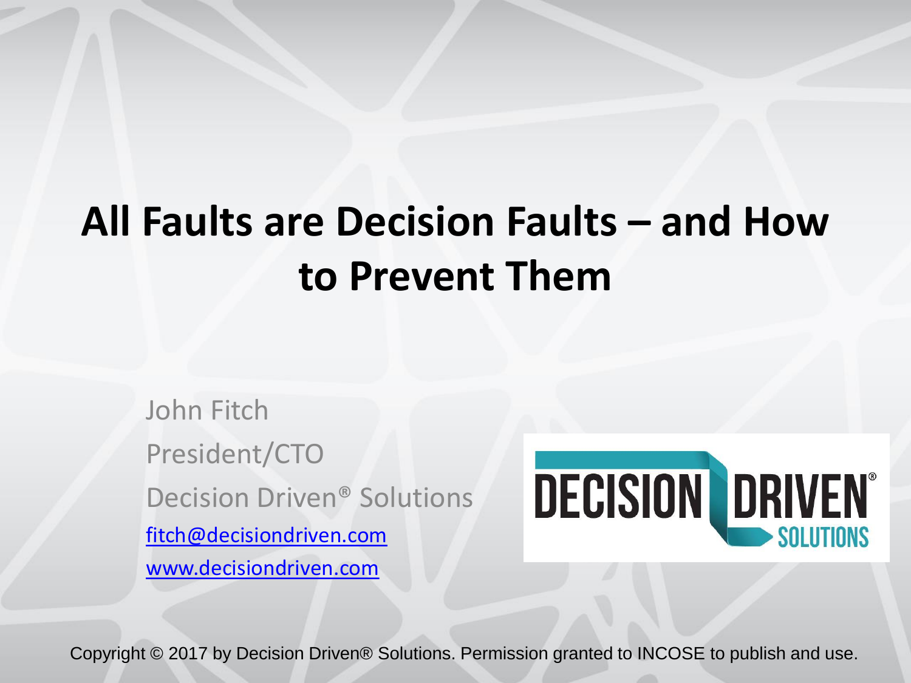# All Faults are Decision Faults – and How to Prevent Them

John Fitch

President/CTO

Decision Driven® Solutions

fitch@decisiondriven.com

www.decisiondriven.com

Copyright © 2017 by Decision Driven® Solutions. Permission granted to INCOSE to publish and use.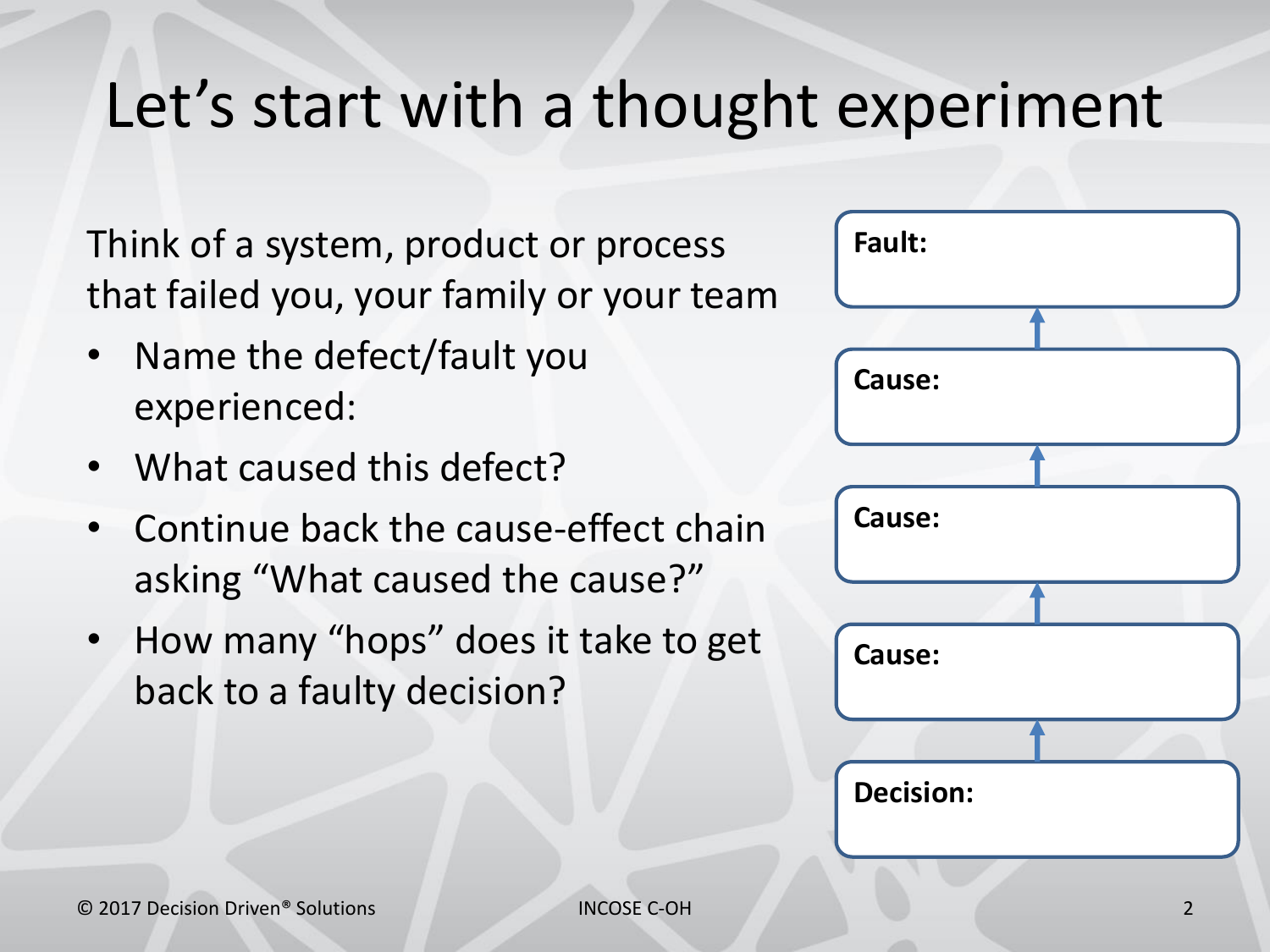# Let's start with a thought experiment

Think of a system, product or process that failed you, your family or your team

- Name the defect/fault you experienced:
- What caused this defect?
- Continue back the cause-effect chain asking "What caused the cause?"
- How many "hops" does it take to get back to a faulty decision?

**Fault:**

↑

**Cause:**

↑

**Cause:**

↑

**Cause:**

↑

**Decision:**

© 2017 Decision Driven® Solutions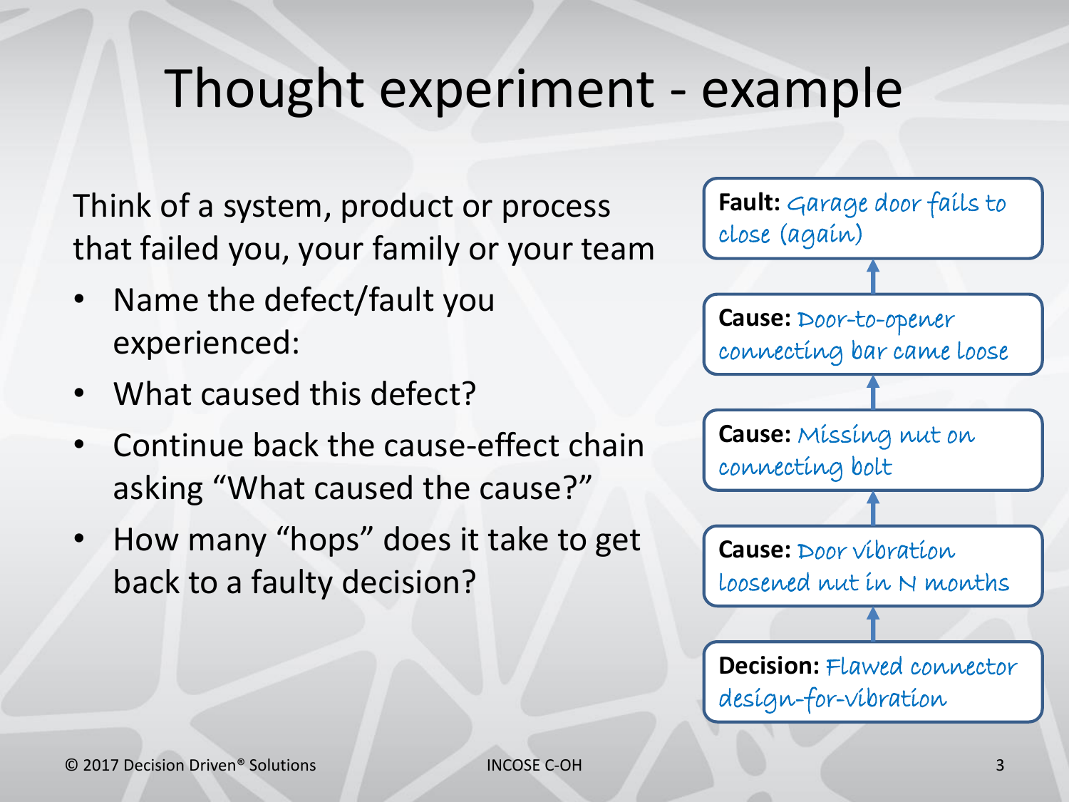# Thought experiment - example

Think of a system, product or process that failed you, your family or your team

- Name the defect/fault you experienced:
- What caused this defect?
- Continue back the cause-effect chain asking "What caused the cause?"
- How many "hops" does it take to get back to a faulty decision?

**Fault:** Garage door fails to close (again)

↑

**Cause:** Door-to-opener connecting bar came loose

↑

**Cause:** Missing nut on connecting bolt

↑

**Cause:** Door vibration loosened nut in N months

↑

**Decision:** Flawed connector design-for-vibration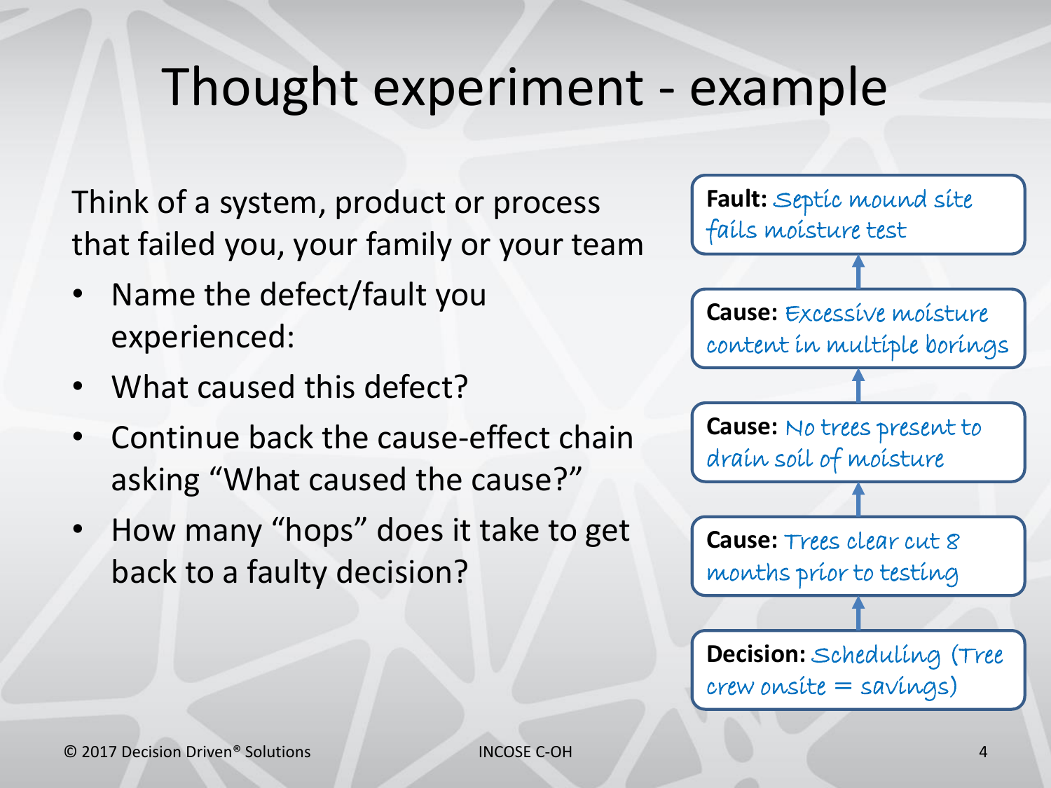# Thought experiment - example

Think of a system, product or process that failed you, your family or your team

- Name the defect/fault you experienced:
- What caused this defect?
- Continue back the cause-effect chain asking "What caused the cause?"
- How many "hops" does it take to get back to a faulty decision?

**Fault:** Septic mound site fails moisture test

↑

**Cause:** Excessive moisture content in multiple borings

↑

**Cause:** No trees present to drain soil of moisture

↑

**Cause:** Trees clear cut 8 months prior to testing

↑

**Decision:** Scheduling (Tree crew onsite = savings)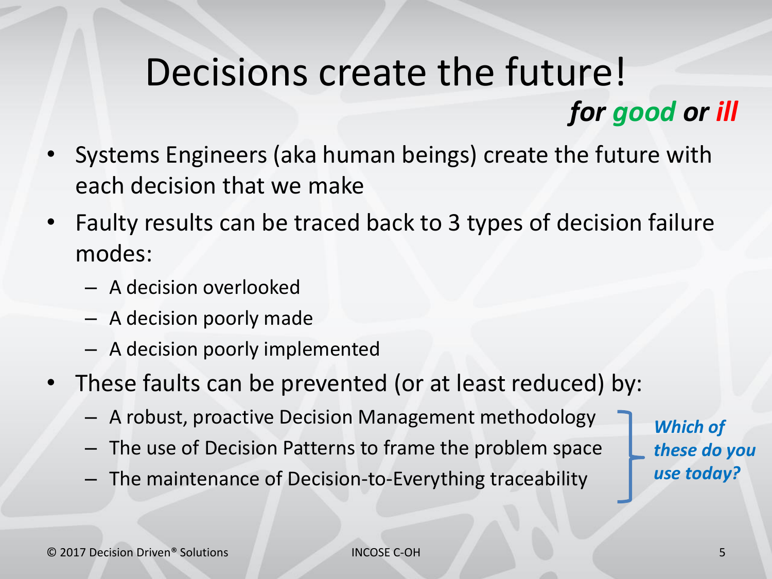# Decisions create the future!

***for good or ill***

- Systems Engineers (aka human beings) create the future with each decision that we make
- Faulty results can be traced back to 3 types of decision failure modes:
  - A decision overlooked
  - A decision poorly made
  - A decision poorly implemented
- These faults can be prevented (or at least reduced) by:
  - A robust, proactive Decision Management methodology
  - The use of Decision Patterns to frame the problem space
  - The maintenance of Decision-to-Everything traceability

***Which of these do you use today?***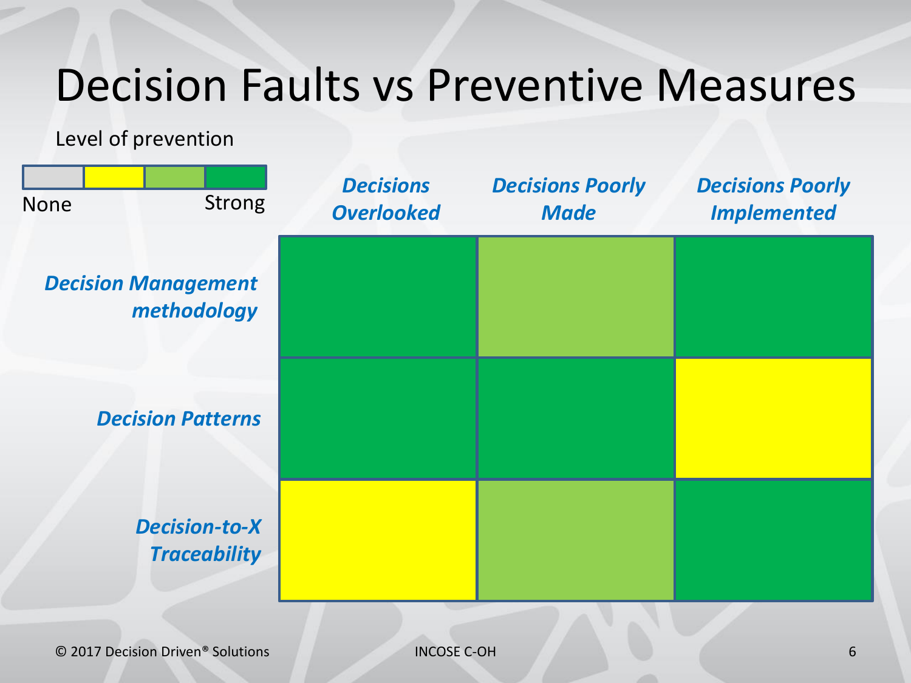# Decision Faults vs Preventive Measures

Level of prevention

None → Strong (4-level scale: 1 = None, 4 = Strong)

| | Decisions Overlooked | Decisions Poorly Made | Decisions Poorly Implemented |
|---|---|---|---|
| ***Decision Management methodology*** | 4 (Strong) | 3 | 4 (Strong) |
| ***Decision Patterns*** | 4 (Strong) | 4 (Strong) | 2 |
| ***Decision-to-X Traceability*** | 2 | 3 | 4 (Strong) |

© 2017 Decision Driven® Solutions INCOSE C-OH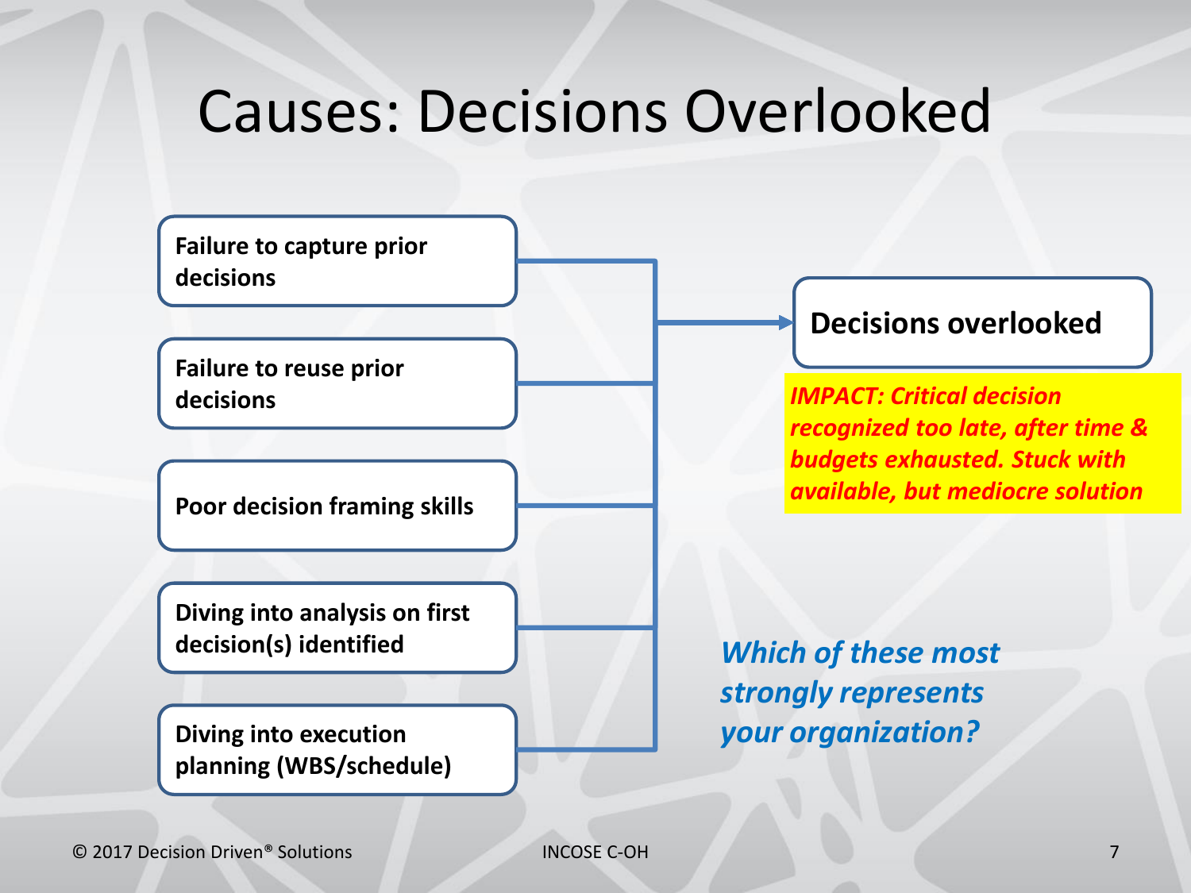# Causes: Decisions Overlooked

- Failure to capture prior decisions
- Failure to reuse prior decisions
- Poor decision framing skills
- Diving into analysis on first decision(s) identified
- Diving into execution planning (WBS/schedule)

→ **Decisions overlooked**

***IMPACT: Critical decision recognized too late, after time & budgets exhausted. Stuck with available, but mediocre solution***

***Which of these most strongly represents your organization?***

© 2017 Decision Driven® Solutions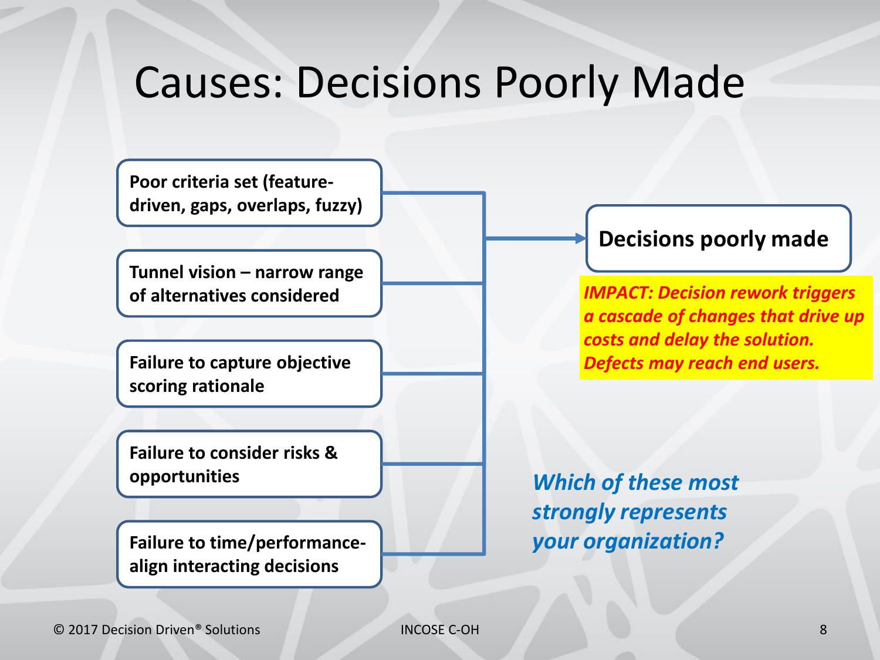# Causes: Decisions Poorly Made

- **Poor criteria set (feature-driven, gaps, overlaps, fuzzy)**
- **Tunnel vision – narrow range of alternatives considered**
- **Failure to capture objective scoring rationale**
- **Failure to consider risks & opportunities**
- **Failure to time/performance-align interacting decisions**

→ **Decisions poorly made**

***IMPACT: Decision rework triggers a cascade of changes that drive up costs and delay the solution. Defects may reach end users.***

***Which of these most strongly represents your organization?***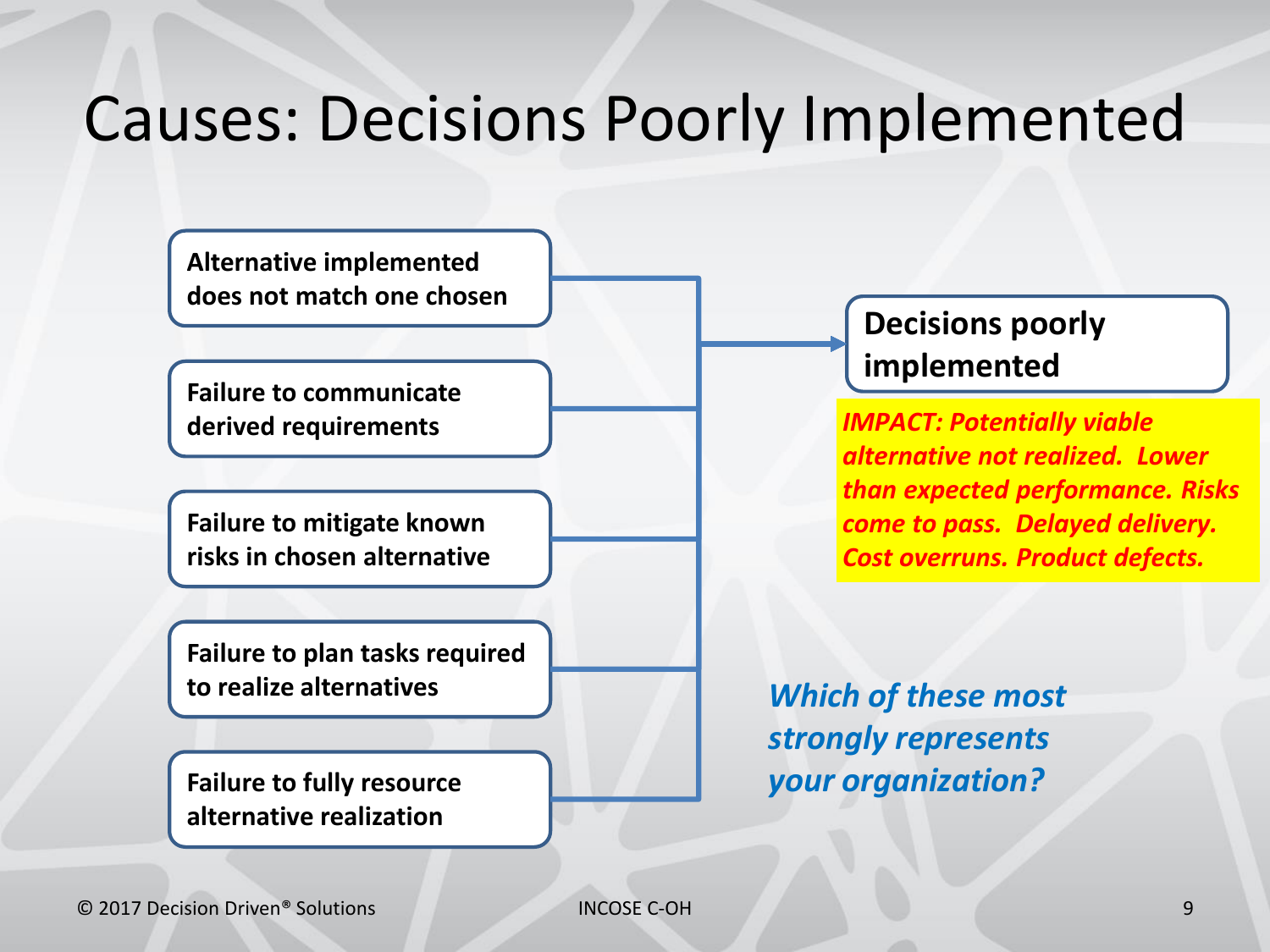# Causes: Decisions Poorly Implemented

- Alternative implemented does not match one chosen
- Failure to communicate derived requirements
- Failure to mitigate known risks in chosen alternative
- Failure to plan tasks required to realize alternatives
- Failure to fully resource alternative realization

→ **Decisions poorly implemented**

***IMPACT: Potentially viable alternative not realized. Lower than expected performance. Risks come to pass. Delayed delivery. Cost overruns. Product defects.***

***Which of these most strongly represents your organization?***

© 2017 Decision Driven® Solutions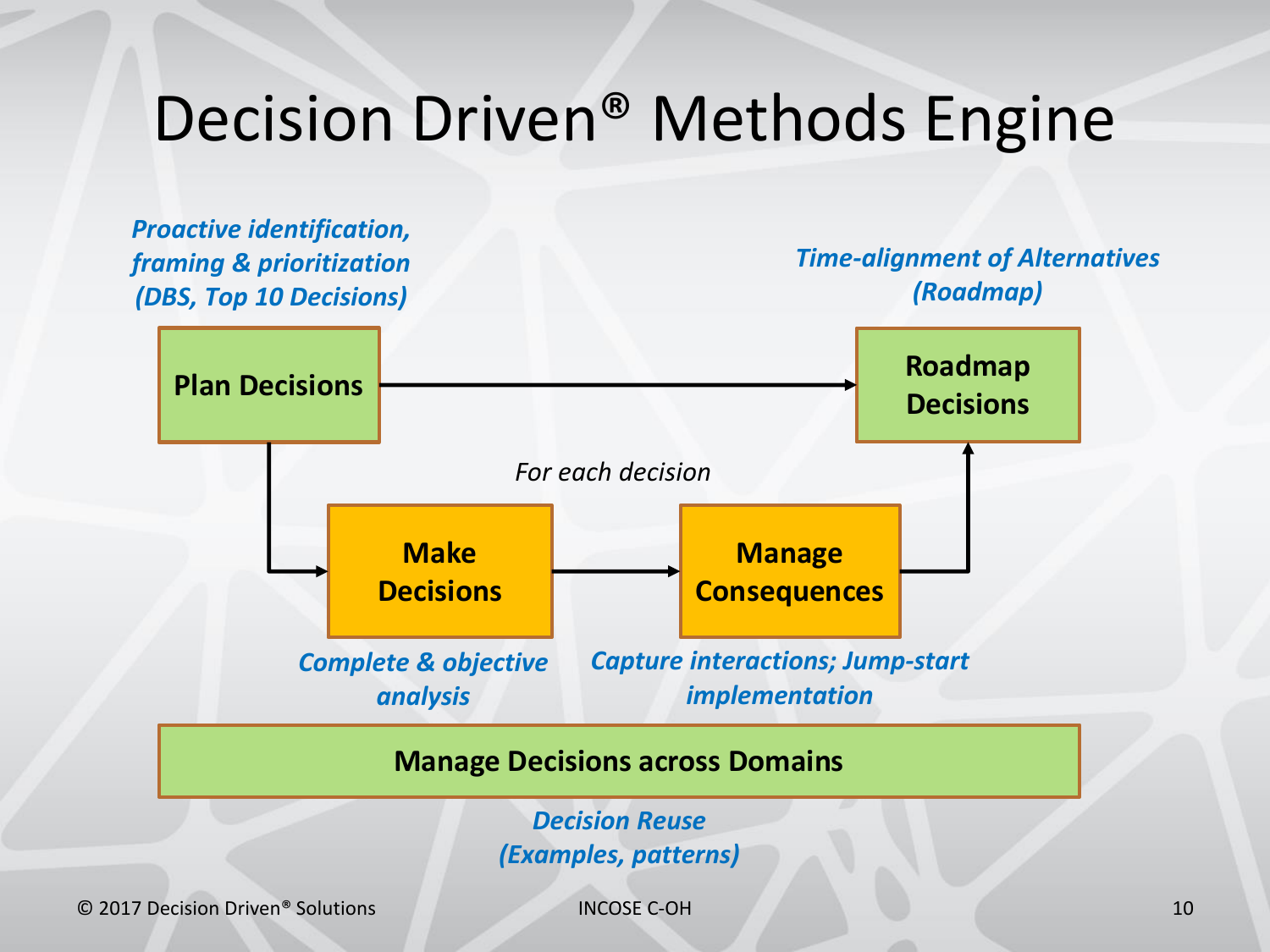# Decision Driven® Methods Engine

*Proactive identification, framing & prioritization (DBS, Top 10 Decisions)*

**Plan Decisions**

*Time-alignment of Alternatives (Roadmap)*

**Roadmap Decisions**

*For each decision*

**Make Decisions**

*Complete & objective analysis*

**Manage Consequences**

*Capture interactions; Jump-start implementation*

**Manage Decisions across Domains**

*Decision Reuse (Examples, patterns)*

© 2017 Decision Driven® Solutions

INCOSE C-OH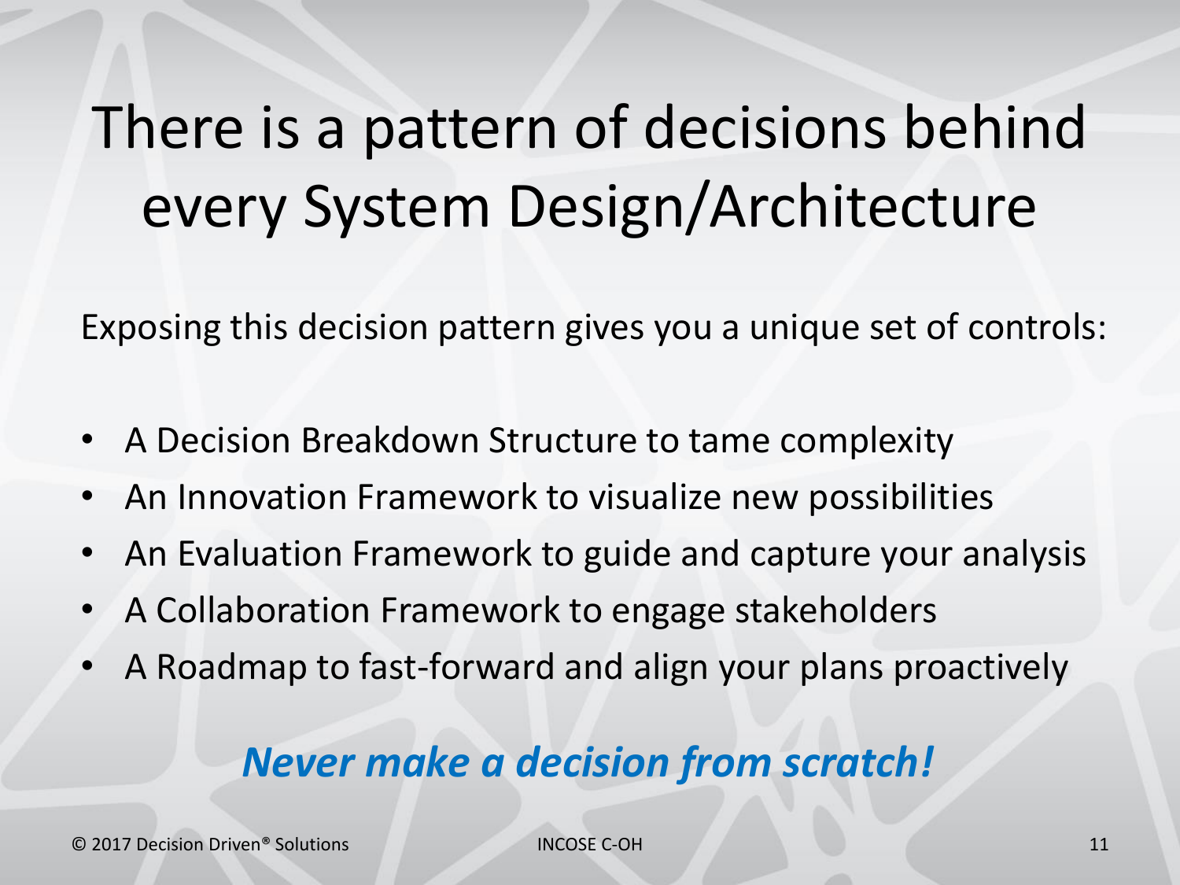# There is a pattern of decisions behind every System Design/Architecture

Exposing this decision pattern gives you a unique set of controls:

- A Decision Breakdown Structure to tame complexity
- An Innovation Framework to visualize new possibilities
- An Evaluation Framework to guide and capture your analysis
- A Collaboration Framework to engage stakeholders
- A Roadmap to fast-forward and align your plans proactively

***Never make a decision from scratch!***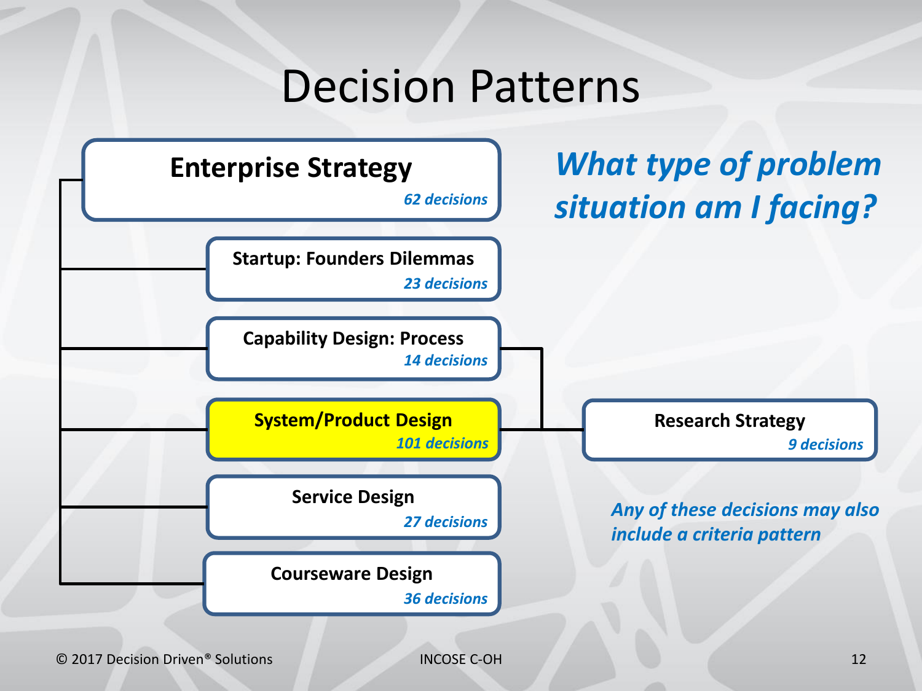# Decision Patterns

*What type of problem situation am I facing?*

- **Enterprise Strategy** — *62 decisions*
  - **Startup: Founders Dilemmas** — *23 decisions*
  - **Capability Design: Process** — *14 decisions*
  - **System/Product Design** — *101 decisions*
  - **Service Design** — *27 decisions*
  - **Courseware Design** — *36 decisions*

**Research Strategy** — *9 decisions* (linked to Capability Design: Process and System/Product Design)

*Any of these decisions may also include a criteria pattern*

© 2017 Decision Driven® Solutions

INCOSE C-OH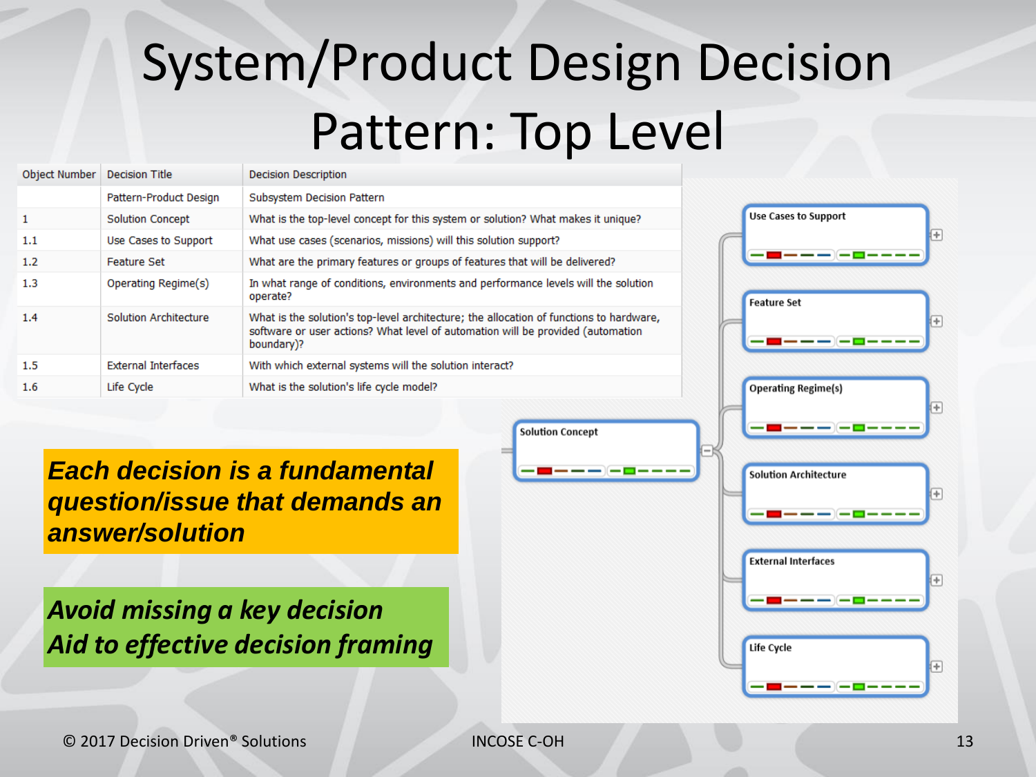# System/Product Design Decision Pattern: Top Level

| Object Number | Decision Title | Decision Description |
| --- | --- | --- |
| | Pattern-Product Design | Subsystem Decision Pattern |
| 1 | Solution Concept | What is the top-level concept for this system or solution? What makes it unique? |
| 1.1 | Use Cases to Support | What use cases (scenarios, missions) will this solution support? |
| 1.2 | Feature Set | What are the primary features or groups of features that will be delivered? |
| 1.3 | Operating Regime(s) | In what range of conditions, environments and performance levels will the solution operate? |
| 1.4 | Solution Architecture | What is the solution's top-level architecture; the allocation of functions to hardware, software or user actions? What level of automation will be provided (automation boundary)? |
| 1.5 | External Interfaces | With which external systems will the solution interact? |
| 1.6 | Life Cycle | What is the solution's life cycle model? |

***Each decision is a fundamental question/issue that demands an answer/solution***

***Avoid missing a key decision***
***Aid to effective decision framing***

- Solution Concept
  - Use Cases to Support
  - Feature Set
  - Operating Regime(s)
  - Solution Architecture
  - External Interfaces
  - Life Cycle

© 2017 Decision Driven® Solutions — INCOSE C-OH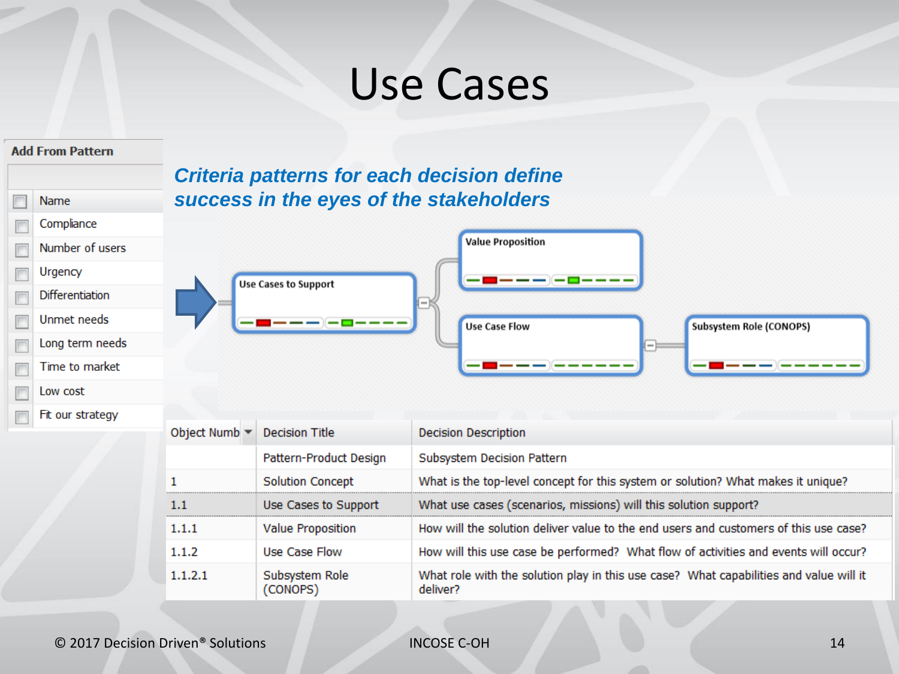# Use Cases

**Add From Pattern**

- Name
- Compliance
- Number of users
- Urgency
- Differentiation
- Unmet needs
- Long term needs
- Time to market
- Low cost
- Fit our strategy

***Criteria patterns for each decision define success in the eyes of the stakeholders***

Use Cases to Support → Value Proposition; Use Case Flow → Subsystem Role (CONOPS)

| Object Numb | Decision Title | Decision Description |
|---|---|---|
| | Pattern-Product Design | Subsystem Decision Pattern |
| 1 | Solution Concept | What is the top-level concept for this system or solution? What makes it unique? |
| 1.1 | Use Cases to Support | What use cases (scenarios, missions) will this solution support? |
| 1.1.1 | Value Proposition | How will the solution deliver value to the end users and customers of this use case? |
| 1.1.2 | Use Case Flow | How will this use case be performed? What flow of activities and events will occur? |
| 1.1.2.1 | Subsystem Role (CONOPS) | What role with the solution play in this use case? What capabilities and value will it deliver? |

© 2017 Decision Driven® Solutions INCOSE C-OH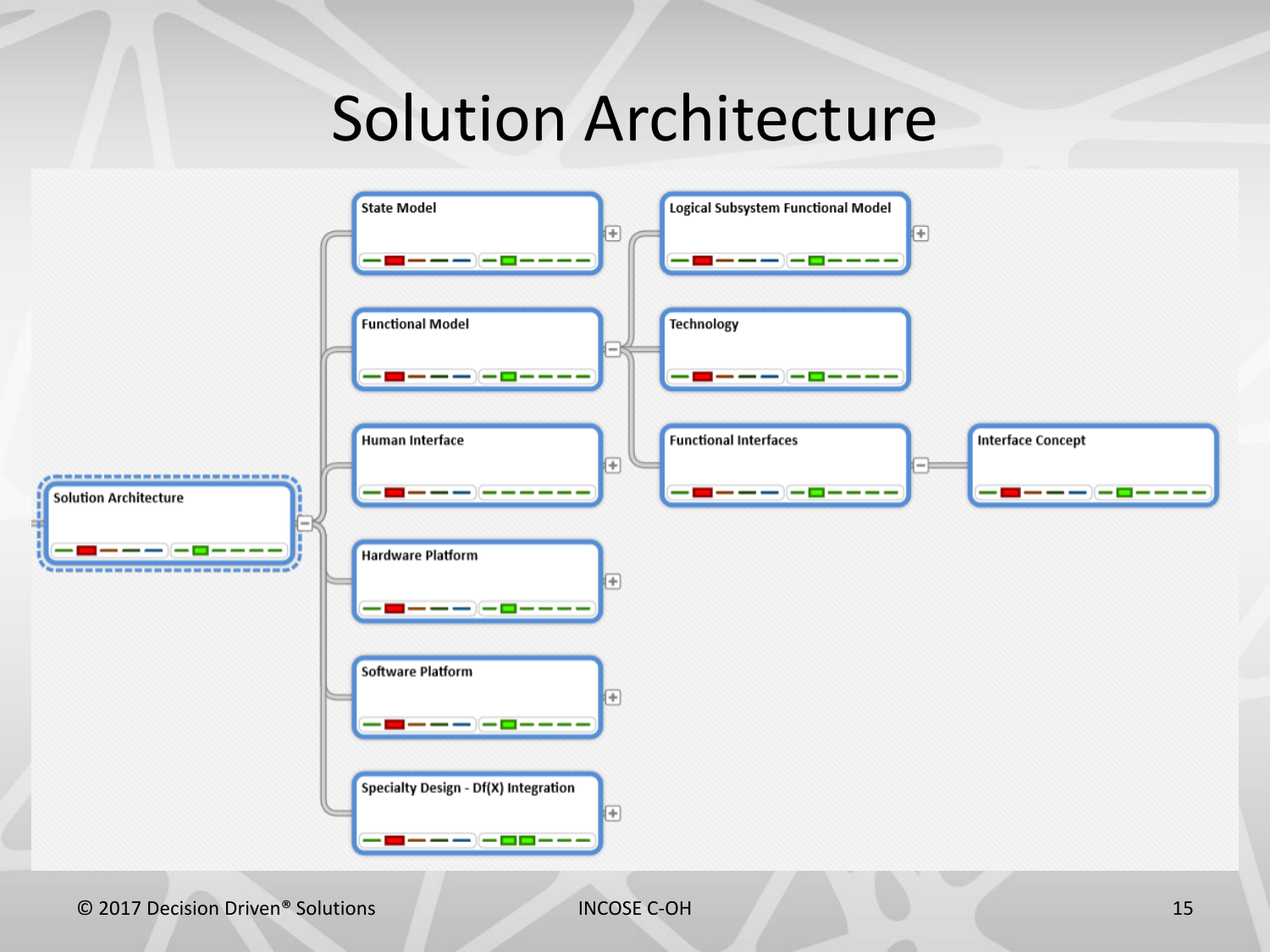# Solution Architecture

- Solution Architecture
  - State Model
  - Functional Model
    - Logical Subsystem Functional Model
    - Technology
    - Functional Interfaces
      - Interface Concept
  - Human Interface
  - Hardware Platform
  - Software Platform
  - Specialty Design - Df(X) Integration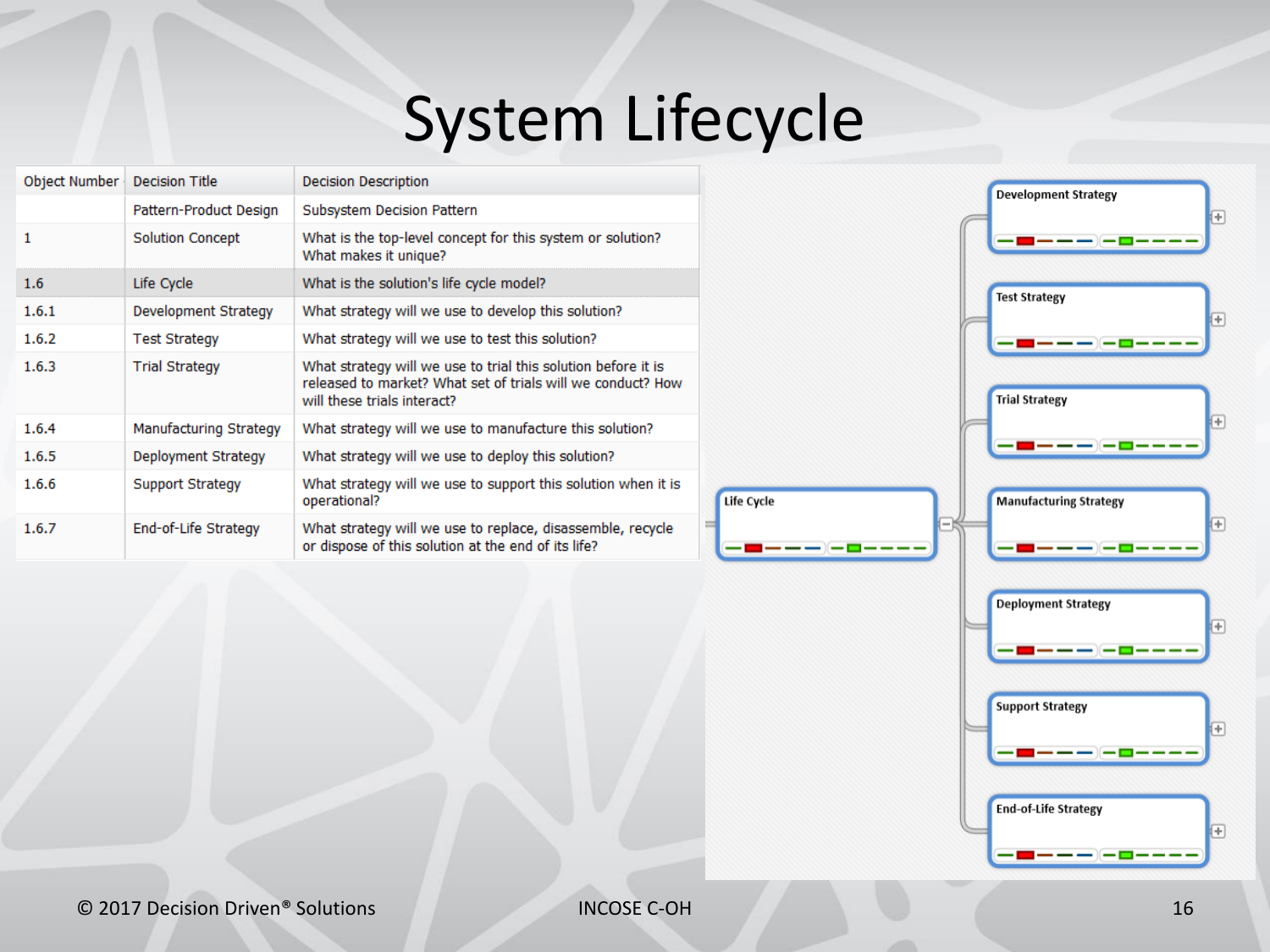# System Lifecycle

| Object Number | Decision Title | Decision Description |
|---|---|---|
| | Pattern-Product Design | Subsystem Decision Pattern |
| 1 | Solution Concept | What is the top-level concept for this system or solution? What makes it unique? |
| 1.6 | Life Cycle | What is the solution's life cycle model? |
| 1.6.1 | Development Strategy | What strategy will we use to develop this solution? |
| 1.6.2 | Test Strategy | What strategy will we use to test this solution? |
| 1.6.3 | Trial Strategy | What strategy will we use to trial this solution before it is released to market? What set of trials will we conduct? How will these trials interact? |
| 1.6.4 | Manufacturing Strategy | What strategy will we use to manufacture this solution? |
| 1.6.5 | Deployment Strategy | What strategy will we use to deploy this solution? |
| 1.6.6 | Support Strategy | What strategy will we use to support this solution when it is operational? |
| 1.6.7 | End-of-Life Strategy | What strategy will we use to replace, disassemble, recycle or dispose of this solution at the end of its life? |

Life Cycle

- Development Strategy
- Test Strategy
- Trial Strategy
- Manufacturing Strategy
- Deployment Strategy
- Support Strategy
- End-of-Life Strategy

© 2017 Decision Driven® Solutions

INCOSE C-OH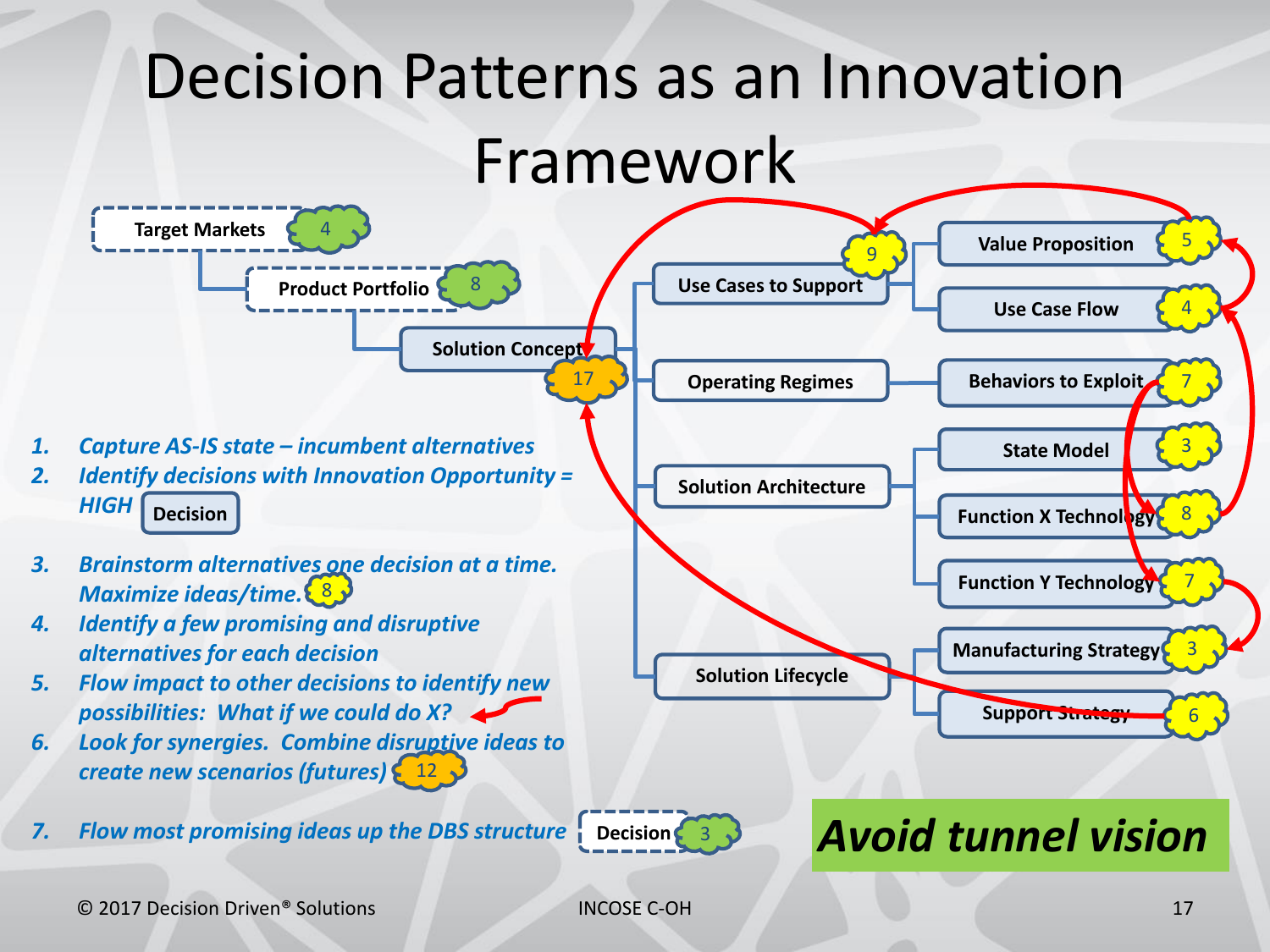# Decision Patterns as an Innovation Framework

- Target Markets (4)
  - Product Portfolio (8)
    - Solution Concept (17)
      - Use Cases to Support (9)
        - Value Proposition (5)
        - Use Case Flow (4)
      - Operating Regimes
        - Behaviors to Exploit (7)
      - Solution Architecture
        - State Model (3)
        - Function X Technology (8)
        - Function Y Technology (7)
      - Solution Lifecycle
        - Manufacturing Strategy (3)
        - Support Strategy (6)

1. *Capture AS-IS state – incumbent alternatives*
2. *Identify decisions with Innovation Opportunity = HIGH* Decision
3. *Brainstorm alternatives one decision at a time. Maximize ideas/time.* (8)
4. *Identify a few promising and disruptive alternatives for each decision*
5. *Flow impact to other decisions to identify new possibilities: What if we could do X?*
6. *Look for synergies. Combine disruptive ideas to create new scenarios (futures)* (12)
7. *Flow most promising ideas up the DBS structure* Decision (3)

***Avoid tunnel vision***

© 2017 Decision Driven® Solutions INCOSE C-OH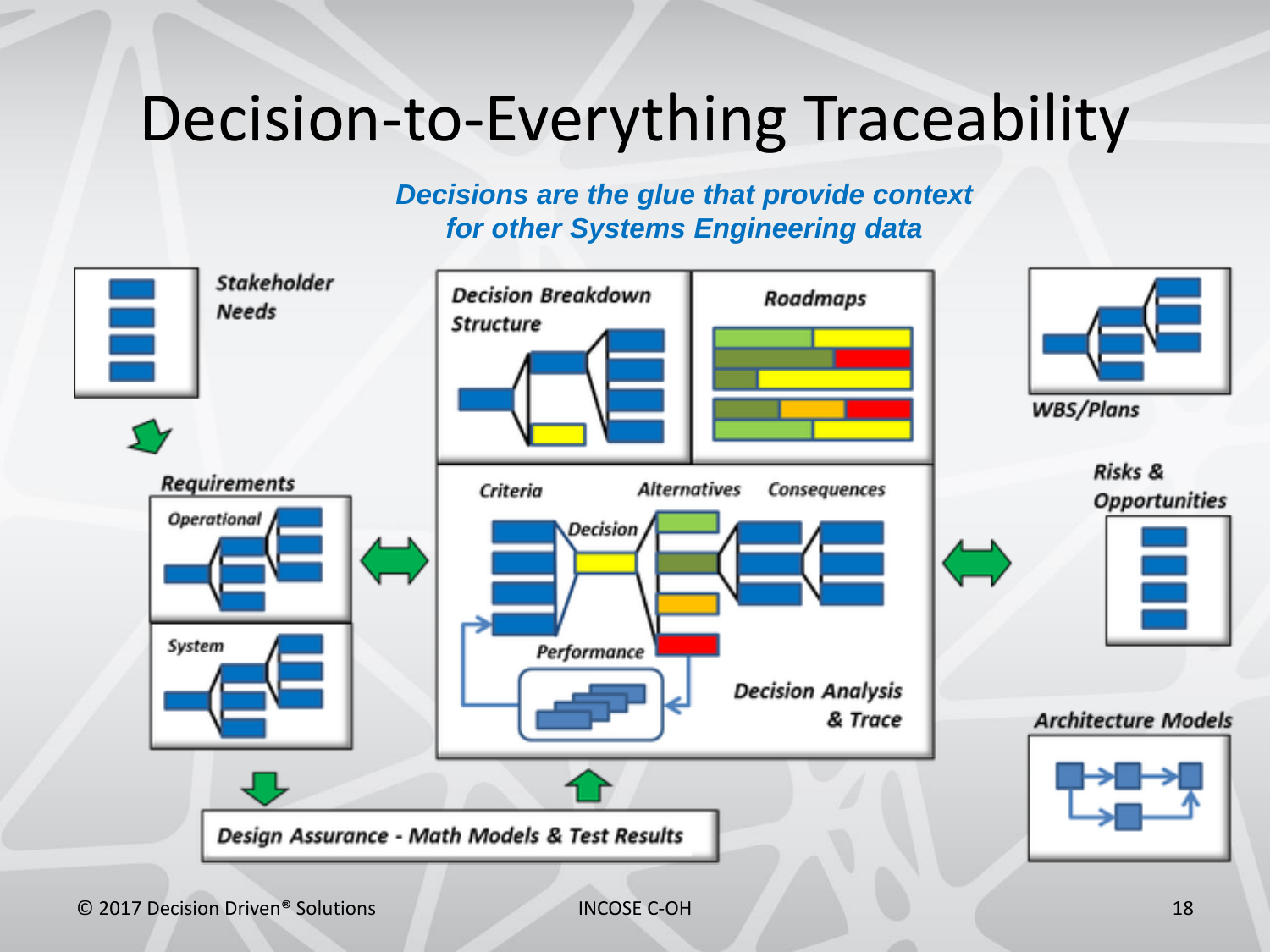# Decision-to-Everything Traceability

***Decisions are the glue that provide context for other Systems Engineering data***

*Stakeholder Needs*

*Requirements*

*Operational*

*System*

*Decision Breakdown Structure*

*Roadmaps*

*WBS/Plans*

*Risks & Opportunities*

*Criteria*

*Alternatives*

*Consequences*

*Decision*

*Performance*

*Decision Analysis & Trace*

*Architecture Models*

*Design Assurance - Math Models & Test Results*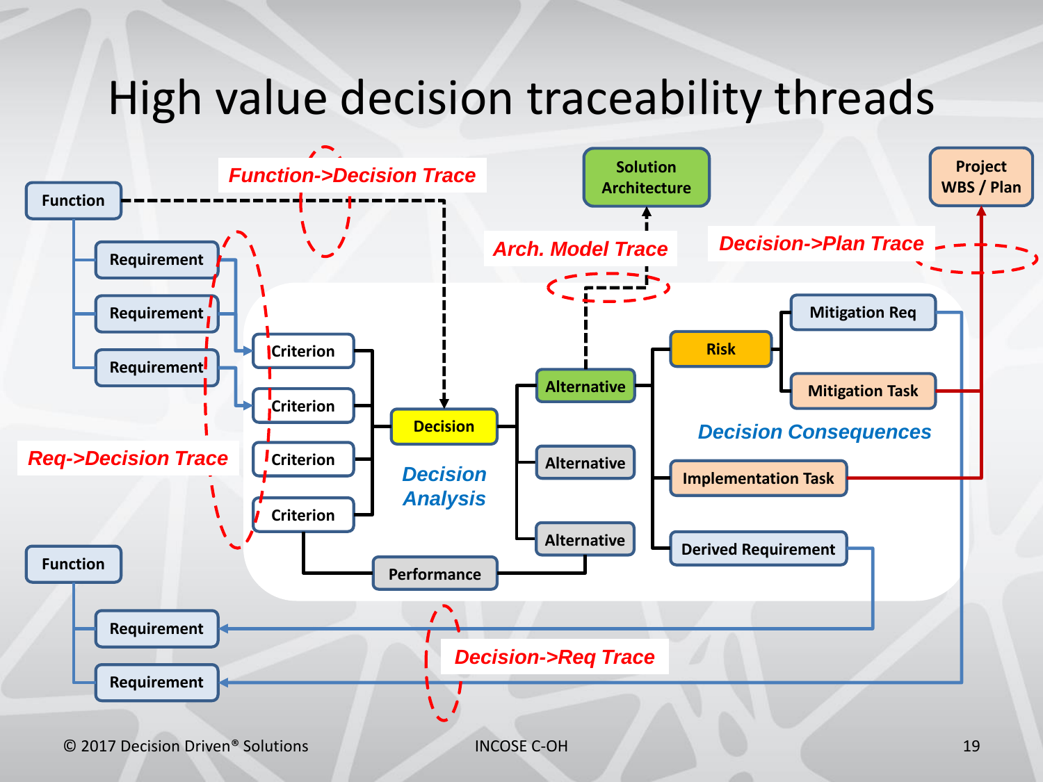# High value decision traceability threads

Function

Requirement

Requirement

Requirement

*Function->Decision Trace*

Solution Architecture

*Arch. Model Trace*

Project WBS / Plan

*Decision->Plan Trace*

Criterion

Criterion

Criterion

Criterion

Decision

*Decision Analysis*

Alternative

Alternative

Alternative

Risk

Mitigation Req

Mitigation Task

*Decision Consequences*

Implementation Task

Derived Requirement

Performance

*Req->Decision Trace*

Function

Requirement

Requirement

*Decision->Req Trace*

© 2017 Decision Driven® Solutions

INCOSE C-OH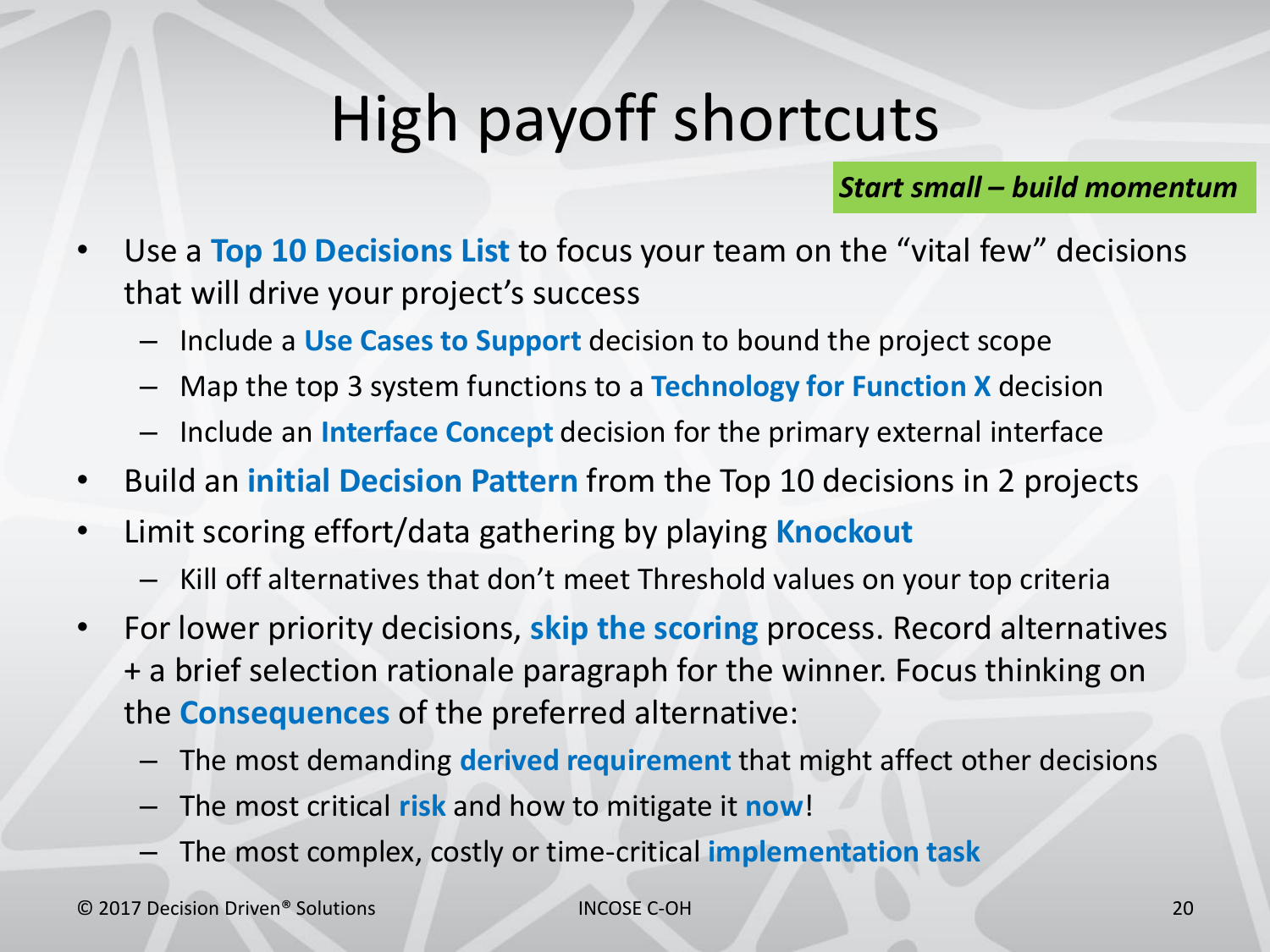# High payoff shortcuts

***Start small – build momentum***

- Use a **Top 10 Decisions List** to focus your team on the "vital few" decisions that will drive your project's success
  - Include a **Use Cases to Support** decision to bound the project scope
  - Map the top 3 system functions to a **Technology for Function X** decision
  - Include an **Interface Concept** decision for the primary external interface
- Build an **initial Decision Pattern** from the Top 10 decisions in 2 projects
- Limit scoring effort/data gathering by playing **Knockout**
  - Kill off alternatives that don't meet Threshold values on your top criteria
- For lower priority decisions, **skip the scoring** process. Record alternatives + a brief selection rationale paragraph for the winner. Focus thinking on the **Consequences** of the preferred alternative:
  - The most demanding **derived requirement** that might affect other decisions
  - The most critical **risk** and how to mitigate it **now**!
  - The most complex, costly or time-critical **implementation task**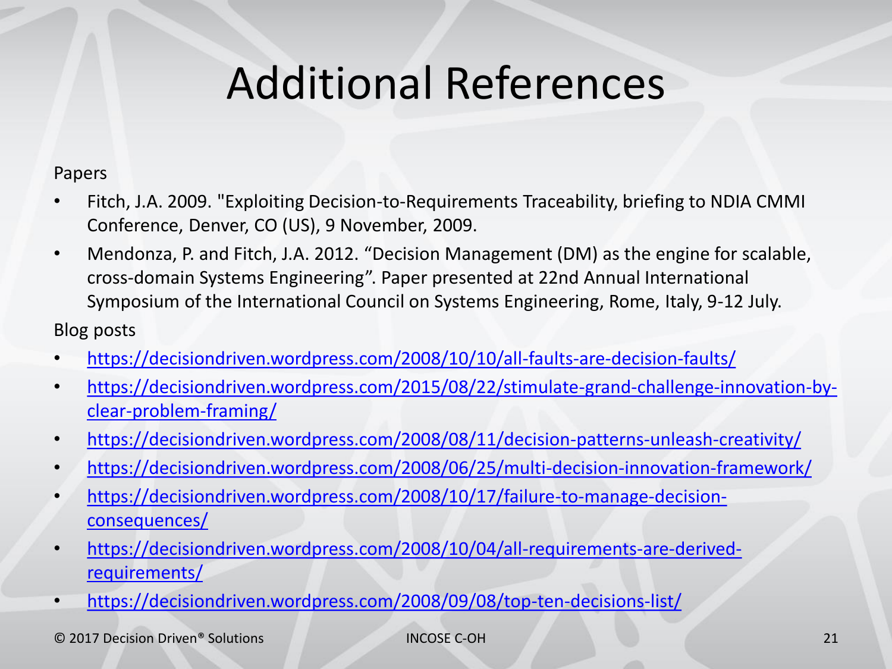# Additional References

Papers

- Fitch, J.A. 2009. "Exploiting Decision-to-Requirements Traceability, briefing to NDIA CMMI Conference, Denver, CO (US), 9 November, 2009.
- Mendonza, P. and Fitch, J.A. 2012. “Decision Management (DM) as the engine for scalable, cross-domain Systems Engineering”. Paper presented at 22nd Annual International Symposium of the International Council on Systems Engineering, Rome, Italy, 9-12 July.

Blog posts

- https://decisiondriven.wordpress.com/2008/10/10/all-faults-are-decision-faults/
- https://decisiondriven.wordpress.com/2015/08/22/stimulate-grand-challenge-innovation-by-clear-problem-framing/
- https://decisiondriven.wordpress.com/2008/08/11/decision-patterns-unleash-creativity/
- https://decisiondriven.wordpress.com/2008/06/25/multi-decision-innovation-framework/
- https://decisiondriven.wordpress.com/2008/10/17/failure-to-manage-decision-consequences/
- https://decisiondriven.wordpress.com/2008/10/04/all-requirements-are-derived-requirements/
- https://decisiondriven.wordpress.com/2008/09/08/top-ten-decisions-list/